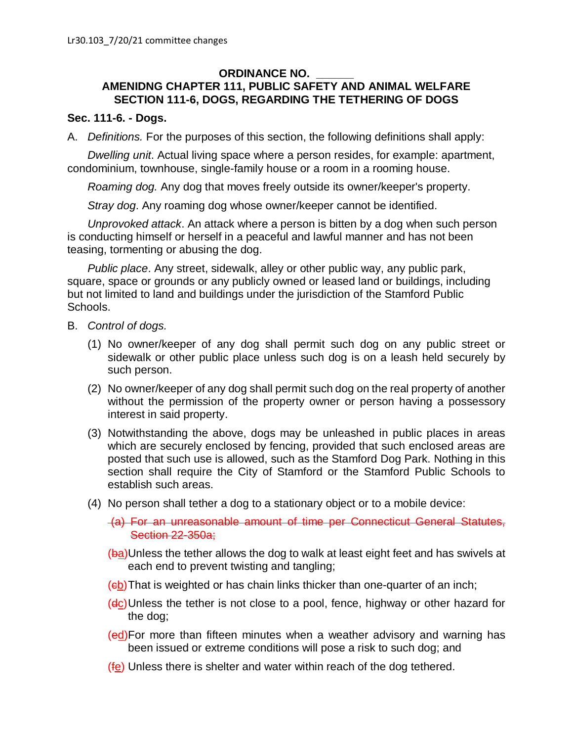Lr30.103_7/20/21 committee changes

# ORDINANCE NO. ______
## AMENIDNG CHAPTER 111, PUBLIC SAFETY AND ANIMAL WELFARE SECTION 111-6, DOGS, REGARDING THE TETHERING OF DOGS

### Sec. 111-6. - Dogs.

A. *Definitions.* For the purposes of this section, the following definitions shall apply:

*Dwelling unit*. Actual living space where a person resides, for example: apartment, condominium, townhouse, single-family house or a room in a rooming house.

*Roaming dog.* Any dog that moves freely outside its owner/keeper's property.

*Stray dog*. Any roaming dog whose owner/keeper cannot be identified.

*Unprovoked attack*. An attack where a person is bitten by a dog when such person is conducting himself or herself in a peaceful and lawful manner and has not been teasing, tormenting or abusing the dog.

*Public place*. Any street, sidewalk, alley or other public way, any public park, square, space or grounds or any publicly owned or leased land or buildings, including but not limited to land and buildings under the jurisdiction of the Stamford Public Schools.

B. *Control of dogs.*

(1) No owner/keeper of any dog shall permit such dog on any public street or sidewalk or other public place unless such dog is on a leash held securely by such person.

(2) No owner/keeper of any dog shall permit such dog on the real property of another without the permission of the property owner or person having a possessory interest in said property.

(3) Notwithstanding the above, dogs may be unleashed in public places in areas which are securely enclosed by fencing, provided that such enclosed areas are posted that such use is allowed, such as the Stamford Dog Park. Nothing in this section shall require the City of Stamford or the Stamford Public Schools to establish such areas.

(4) No person shall tether a dog to a stationary object or to a mobile device:

~~(a) For an unreasonable amount of time per Connecticut General Statutes, Section 22-350a;~~

(~~b~~a) Unless the tether allows the dog to walk at least eight feet and has swivels at each end to prevent twisting and tangling;

(~~c~~b) That is weighted or has chain links thicker than one-quarter of an inch;

(~~d~~c) Unless the tether is not close to a pool, fence, highway or other hazard for the dog;

(~~e~~d) For more than fifteen minutes when a weather advisory and warning has been issued or extreme conditions will pose a risk to such dog; and

(~~f~~e) Unless there is shelter and water within reach of the dog tethered.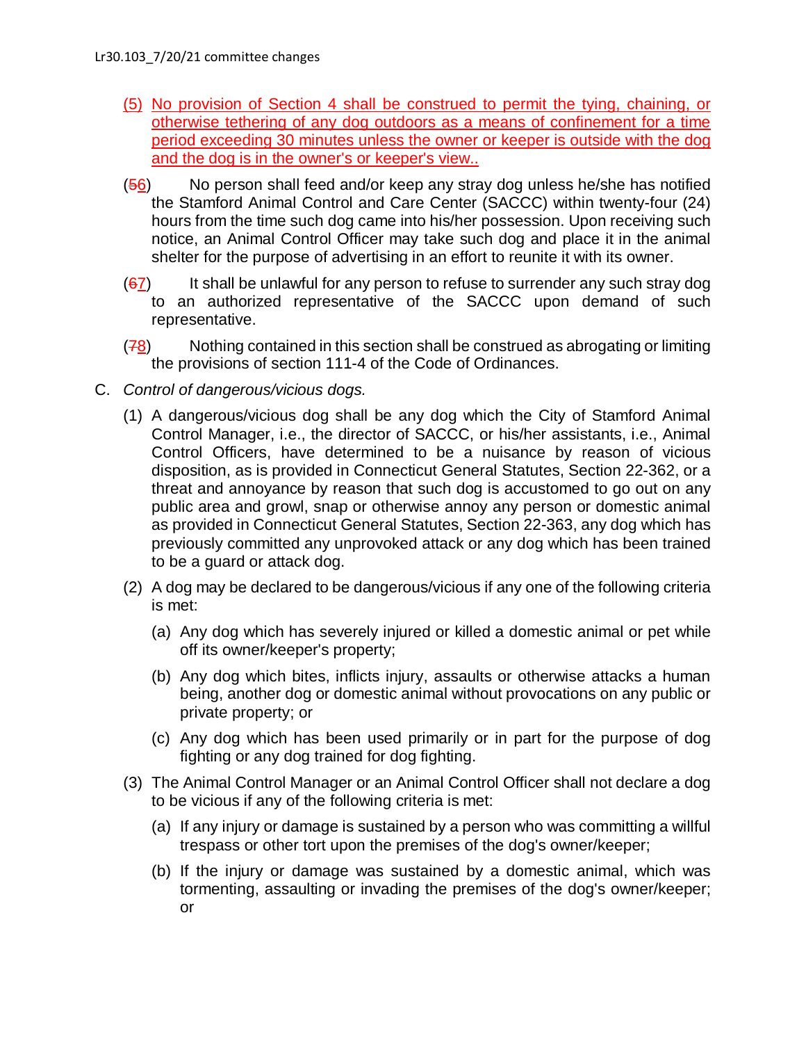(5) No provision of Section 4 shall be construed to permit the tying, chaining, or otherwise tethering of any dog outdoors as a means of confinement for a time period exceeding 30 minutes unless the owner or keeper is outside with the dog and the dog is in the owner's or keeper's view..

(~~5~~6) No person shall feed and/or keep any stray dog unless he/she has notified the Stamford Animal Control and Care Center (SACCC) within twenty-four (24) hours from the time such dog came into his/her possession. Upon receiving such notice, an Animal Control Officer may take such dog and place it in the animal shelter for the purpose of advertising in an effort to reunite it with its owner.

(~~6~~7) It shall be unlawful for any person to refuse to surrender any such stray dog to an authorized representative of the SACCC upon demand of such representative.

(~~7~~8) Nothing contained in this section shall be construed as abrogating or limiting the provisions of section 111-4 of the Code of Ordinances.

C. *Control of dangerous/vicious dogs.*

(1) A dangerous/vicious dog shall be any dog which the City of Stamford Animal Control Manager, i.e., the director of SACCC, or his/her assistants, i.e., Animal Control Officers, have determined to be a nuisance by reason of vicious disposition, as is provided in Connecticut General Statutes, Section 22-362, or a threat and annoyance by reason that such dog is accustomed to go out on any public area and growl, snap or otherwise annoy any person or domestic animal as provided in Connecticut General Statutes, Section 22-363, any dog which has previously committed any unprovoked attack or any dog which has been trained to be a guard or attack dog.

(2) A dog may be declared to be dangerous/vicious if any one of the following criteria is met:

(a) Any dog which has severely injured or killed a domestic animal or pet while off its owner/keeper's property;

(b) Any dog which bites, inflicts injury, assaults or otherwise attacks a human being, another dog or domestic animal without provocations on any public or private property; or

(c) Any dog which has been used primarily or in part for the purpose of dog fighting or any dog trained for dog fighting.

(3) The Animal Control Manager or an Animal Control Officer shall not declare a dog to be vicious if any of the following criteria is met:

(a) If any injury or damage is sustained by a person who was committing a willful trespass or other tort upon the premises of the dog's owner/keeper;

(b) If the injury or damage was sustained by a domestic animal, which was tormenting, assaulting or invading the premises of the dog's owner/keeper; or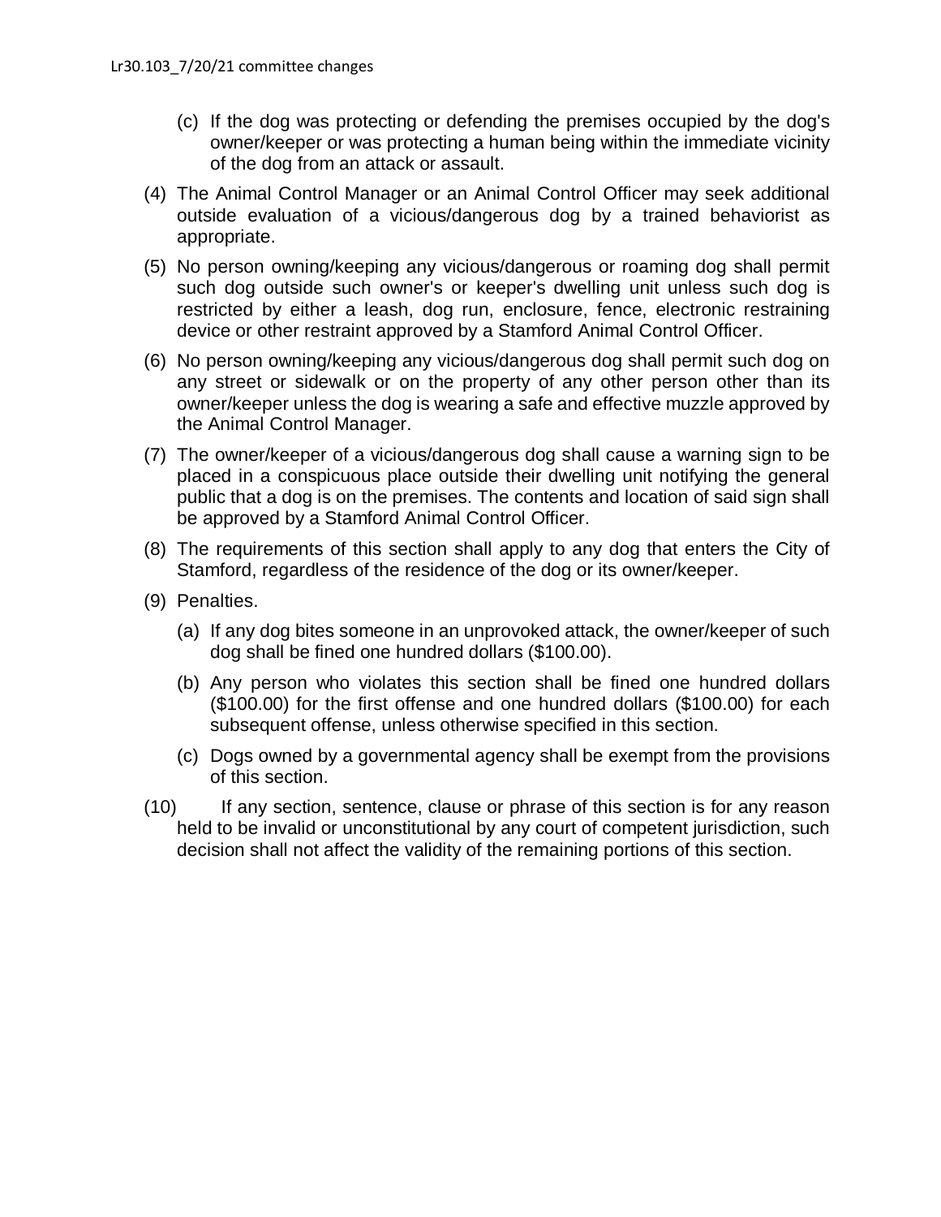(c) If the dog was protecting or defending the premises occupied by the dog's owner/keeper or was protecting a human being within the immediate vicinity of the dog from an attack or assault.

(4) The Animal Control Manager or an Animal Control Officer may seek additional outside evaluation of a vicious/dangerous dog by a trained behaviorist as appropriate.

(5) No person owning/keeping any vicious/dangerous or roaming dog shall permit such dog outside such owner's or keeper's dwelling unit unless such dog is restricted by either a leash, dog run, enclosure, fence, electronic restraining device or other restraint approved by a Stamford Animal Control Officer.

(6) No person owning/keeping any vicious/dangerous dog shall permit such dog on any street or sidewalk or on the property of any other person other than its owner/keeper unless the dog is wearing a safe and effective muzzle approved by the Animal Control Manager.

(7) The owner/keeper of a vicious/dangerous dog shall cause a warning sign to be placed in a conspicuous place outside their dwelling unit notifying the general public that a dog is on the premises. The contents and location of said sign shall be approved by a Stamford Animal Control Officer.

(8) The requirements of this section shall apply to any dog that enters the City of Stamford, regardless of the residence of the dog or its owner/keeper.

(9) Penalties.

(a) If any dog bites someone in an unprovoked attack, the owner/keeper of such dog shall be fined one hundred dollars ($100.00).

(b) Any person who violates this section shall be fined one hundred dollars ($100.00) for the first offense and one hundred dollars ($100.00) for each subsequent offense, unless otherwise specified in this section.

(c) Dogs owned by a governmental agency shall be exempt from the provisions of this section.

(10) If any section, sentence, clause or phrase of this section is for any reason held to be invalid or unconstitutional by any court of competent jurisdiction, such decision shall not affect the validity of the remaining portions of this section.